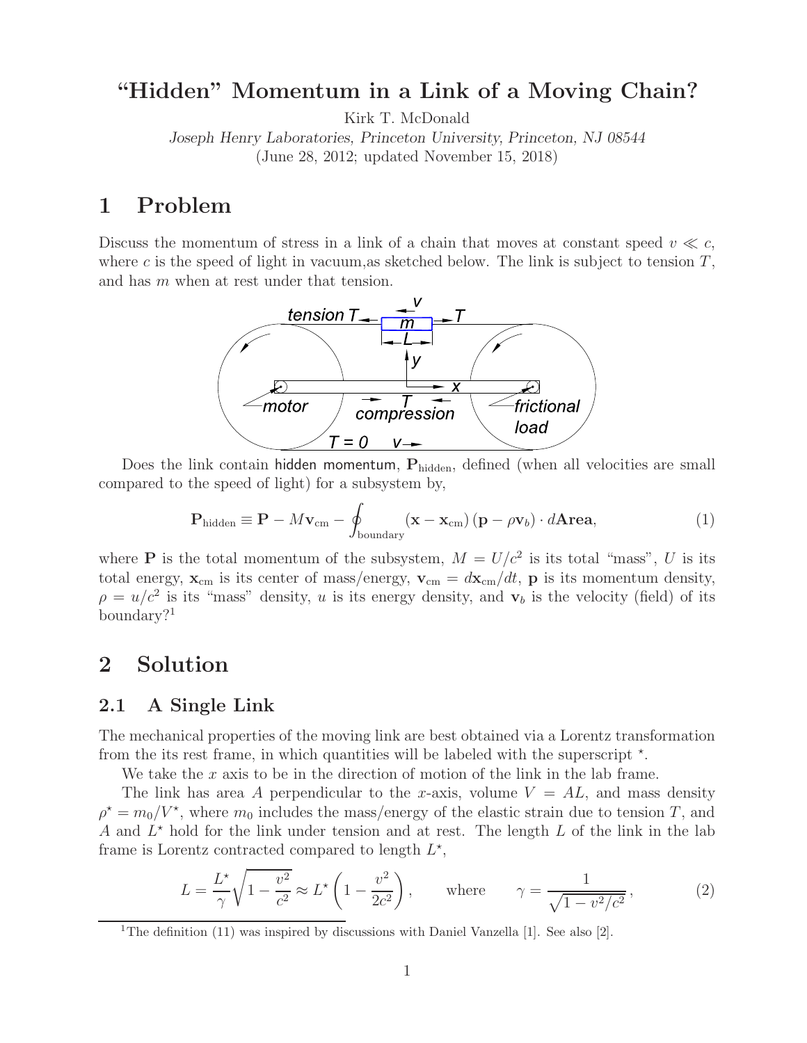# "Hidden" Momentum in a Link of a Moving Chain?

Kirk T. McDonald

*Joseph Henry Laboratories, Princeton University, Princeton, NJ 08544*

(June 28, 2012; updated November 15, 2018)

## 1 Problem

Discuss the momentum of stress in a link of a chain that moves at constant speed $v \ll c$, where $c$ is the speed of light in vacuum,as sketched below. The link is subject to tension $T$, and has $m$ when at rest under that tension.

Does the link contain hidden momentum, $\mathbf{P}_{\rm hidden}$, defined (when all velocities are small compared to the speed of light) for a subsystem by,

$$\mathbf{P}_{\rm hidden} \equiv \mathbf{P} - M\mathbf{v}_{\rm cm} - \oint_{\rm boundary} (\mathbf{x} - \mathbf{x}_{\rm cm})\,(\mathbf{p} - \rho\mathbf{v}_b) \cdot d\mathbf{Area}, \tag{1}$$

where $\mathbf{P}$ is the total momentum of the subsystem, $M = U/c^2$ is its total "mass", $U$ is its total energy, $\mathbf{x}_{\rm cm}$ is its center of mass/energy, $\mathbf{v}_{\rm cm} = d\mathbf{x}_{\rm cm}/dt$, $\mathbf{p}$ is its momentum density, $\rho = u/c^2$ is its "mass" density, $u$ is its energy density, and $\mathbf{v}_b$ is the velocity (field) of its boundary?[1]

## 2 Solution

### 2.1 A Single Link

The mechanical properties of the moving link are best obtained via a Lorentz transformation from the its rest frame, in which quantities will be labeled with the superscript $^\star$.

We take the $x$ axis to be in the direction of motion of the link in the lab frame.

The link has area $A$ perpendicular to the $x$-axis, volume $V = AL$, and mass density $\rho^\star = m_0/V^\star$, where $m_0$ includes the mass/energy of the elastic strain due to tension $T$, and $A$ and $L^\star$ hold for the link under tension and at rest. The length $L$ of the link in the lab frame is Lorentz contracted compared to length $L^\star$,

$$L = \frac{L^\star}{\gamma}\sqrt{1 - \frac{v^2}{c^2}} \approx L^\star\left(1 - \frac{v^2}{2c^2}\right), \qquad \text{where} \qquad \gamma = \frac{1}{\sqrt{1 - v^2/c^2}}\,, \tag{2}$$

[1] The definition (11) was inspired by discussions with Daniel Vanzella [1]. See also [2].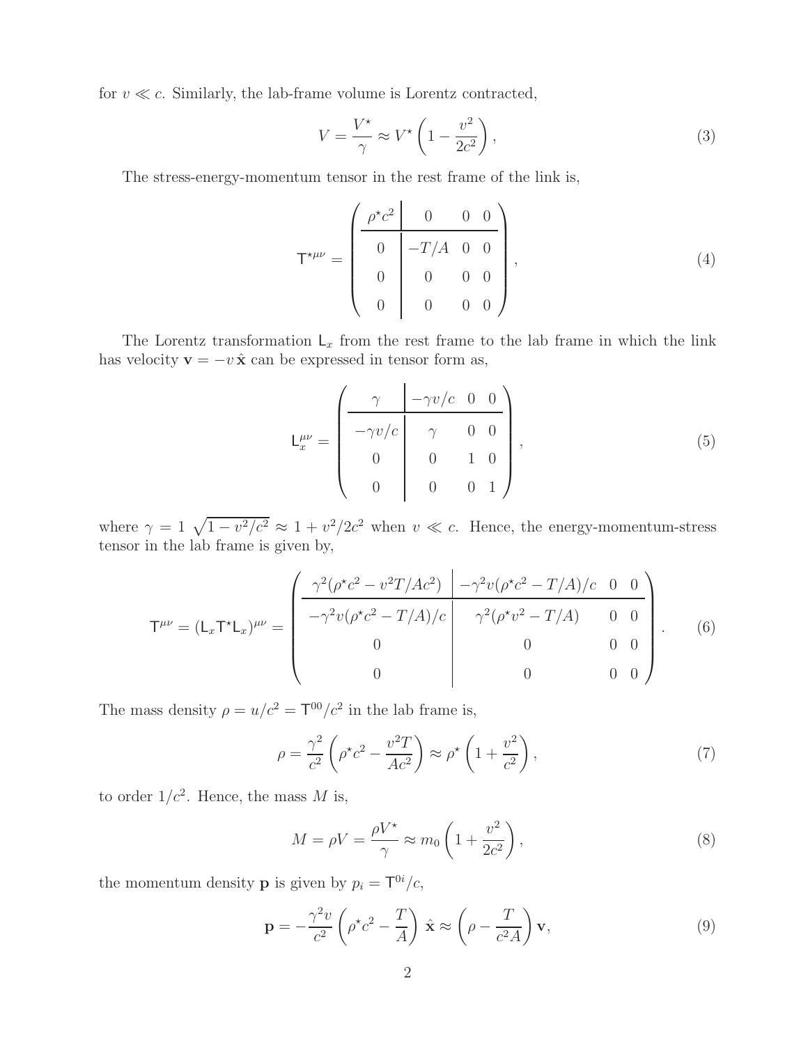for $v \ll c$. Similarly, the lab-frame volume is Lorentz contracted,

$$V = \frac{V^\star}{\gamma} \approx V^\star \left(1 - \frac{v^2}{2c^2}\right), \tag{3}$$

The stress-energy-momentum tensor in the rest frame of the link is,

$$\mathsf{T}^{\star\mu\nu} = \left(\begin{array}{c|ccc} \rho^\star c^2 & 0 & 0 & 0 \\ \hline 0 & -T/A & 0 & 0 \\ 0 & 0 & 0 & 0 \\ 0 & 0 & 0 & 0 \end{array}\right), \tag{4}$$

The Lorentz transformation $\mathsf{L}_x$ from the rest frame to the lab frame in which the link has velocity $\mathbf{v} = -v\,\hat{\mathbf{x}}$ can be expressed in tensor form as,

$$\mathsf{L}_x^{\mu\nu} = \left(\begin{array}{c|ccc} \gamma & -\gamma v/c & 0 & 0 \\ \hline -\gamma v/c & \gamma & 0 & 0 \\ 0 & 0 & 1 & 0 \\ 0 & 0 & 0 & 1 \end{array}\right), \tag{5}$$

where $\gamma = 1\ \sqrt{1 - v^2/c^2} \approx 1 + v^2/2c^2$ when $v \ll c$. Hence, the energy-momentum-stress tensor in the lab frame is given by,

$$\mathsf{T}^{\mu\nu} = (\mathsf{L}_x \mathsf{T}^\star \mathsf{L}_x)^{\mu\nu} = \left(\begin{array}{c|ccc} \gamma^2(\rho^\star c^2 - v^2 T/Ac^2) & -\gamma^2 v(\rho^\star c^2 - T/A)/c & 0 & 0 \\ \hline -\gamma^2 v(\rho^\star c^2 - T/A)/c & \gamma^2(\rho^\star v^2 - T/A) & 0 & 0 \\ 0 & 0 & 0 & 0 \\ 0 & 0 & 0 & 0 \end{array}\right). \tag{6}$$

The mass density $\rho = u/c^2 = \mathsf{T}^{00}/c^2$ in the lab frame is,

$$\rho = \frac{\gamma^2}{c^2}\left(\rho^\star c^2 - \frac{v^2 T}{Ac^2}\right) \approx \rho^\star \left(1 + \frac{v^2}{c^2}\right), \tag{7}$$

to order $1/c^2$. Hence, the mass $M$ is,

$$M = \rho V = \frac{\rho V^\star}{\gamma} \approx m_0 \left(1 + \frac{v^2}{2c^2}\right), \tag{8}$$

the momentum density $\mathbf{p}$ is given by $p_i = \mathsf{T}^{0i}/c$,

$$\mathbf{p} = -\frac{\gamma^2 v}{c^2}\left(\rho^\star c^2 - \frac{T}{A}\right)\hat{\mathbf{x}} \approx \left(\rho - \frac{T}{c^2 A}\right)\mathbf{v}, \tag{9}$$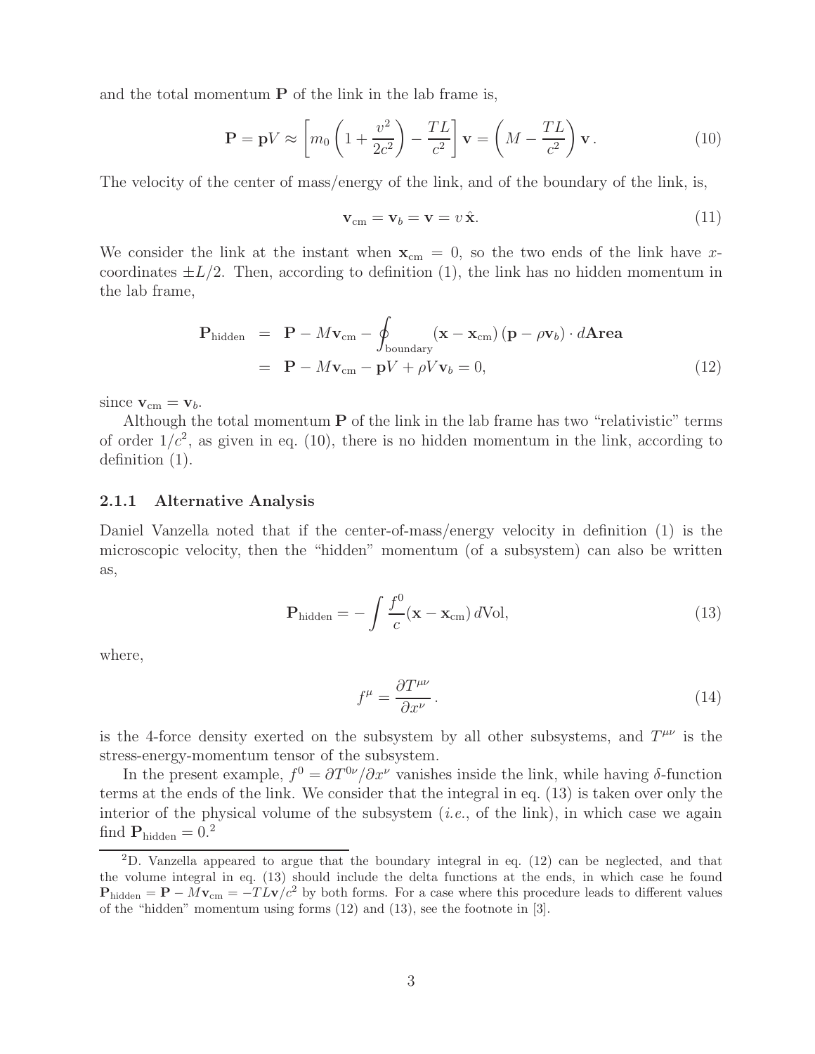and the total momentum $\mathbf{P}$ of the link in the lab frame is,

$$\mathbf{P} = \mathbf{p}V \approx \left[ m_0 \left( 1 + \frac{v^2}{2c^2} \right) - \frac{TL}{c^2} \right] \mathbf{v} = \left( M - \frac{TL}{c^2} \right) \mathbf{v} \,. \tag{10}$$

The velocity of the center of mass/energy of the link, and of the boundary of the link, is,

$$\mathbf{v}_{\rm cm} = \mathbf{v}_b = \mathbf{v} = v\, \hat{\mathbf{x}}. \tag{11}$$

We consider the link at the instant when $\mathbf{x}_{\rm cm} = 0$, so the two ends of the link have $x$-coordinates $\pm L/2$. Then, according to definition (1), the link has no hidden momentum in the lab frame,

$$\begin{aligned} \mathbf{P}_{\rm hidden} &= \mathbf{P} - M\mathbf{v}_{\rm cm} - \oint_{\rm boundary} (\mathbf{x} - \mathbf{x}_{\rm cm})\, (\mathbf{p} - \rho \mathbf{v}_b) \cdot d\mathbf{Area} \\ &= \mathbf{P} - M\mathbf{v}_{\rm cm} - \mathbf{p}V + \rho V \mathbf{v}_b = 0, \end{aligned} \tag{12}$$

since $\mathbf{v}_{\rm cm} = \mathbf{v}_b$.

Although the total momentum $\mathbf{P}$ of the link in the lab frame has two "relativistic" terms of order $1/c^2$, as given in eq. (10), there is no hidden momentum in the link, according to definition (1).

### 2.1.1 Alternative Analysis

Daniel Vanzella noted that if the center-of-mass/energy velocity in definition (1) is the microscopic velocity, then the "hidden" momentum (of a subsystem) can also be written as,

$$\mathbf{P}_{\rm hidden} = - \int \frac{f^0}{c} (\mathbf{x} - \mathbf{x}_{\rm cm})\, d\text{Vol}, \tag{13}$$

where,

$$f^\mu = \frac{\partial T^{\mu\nu}}{\partial x^\nu} \,. \tag{14}$$

is the 4-force density exerted on the subsystem by all other subsystems, and $T^{\mu\nu}$ is the stress-energy-momentum tensor of the subsystem.

In the present example, $f^0 = \partial T^{0\nu}/\partial x^\nu$ vanishes inside the link, while having $\delta$-function terms at the ends of the link. We consider that the integral in eq. (13) is taken over only the interior of the physical volume of the subsystem (*i.e.*, of the link), in which case we again find $\mathbf{P}_{\rm hidden} = 0$.[2]

[2] D. Vanzella appeared to argue that the boundary integral in eq. (12) can be neglected, and that the volume integral in eq. (13) should include the delta functions at the ends, in which case he found $\mathbf{P}_{\rm hidden} = \mathbf{P} - M\mathbf{v}_{\rm cm} = -TL\mathbf{v}/c^2$ by both forms. For a case where this procedure leads to different values of the "hidden" momentum using forms (12) and (13), see the footnote in [3].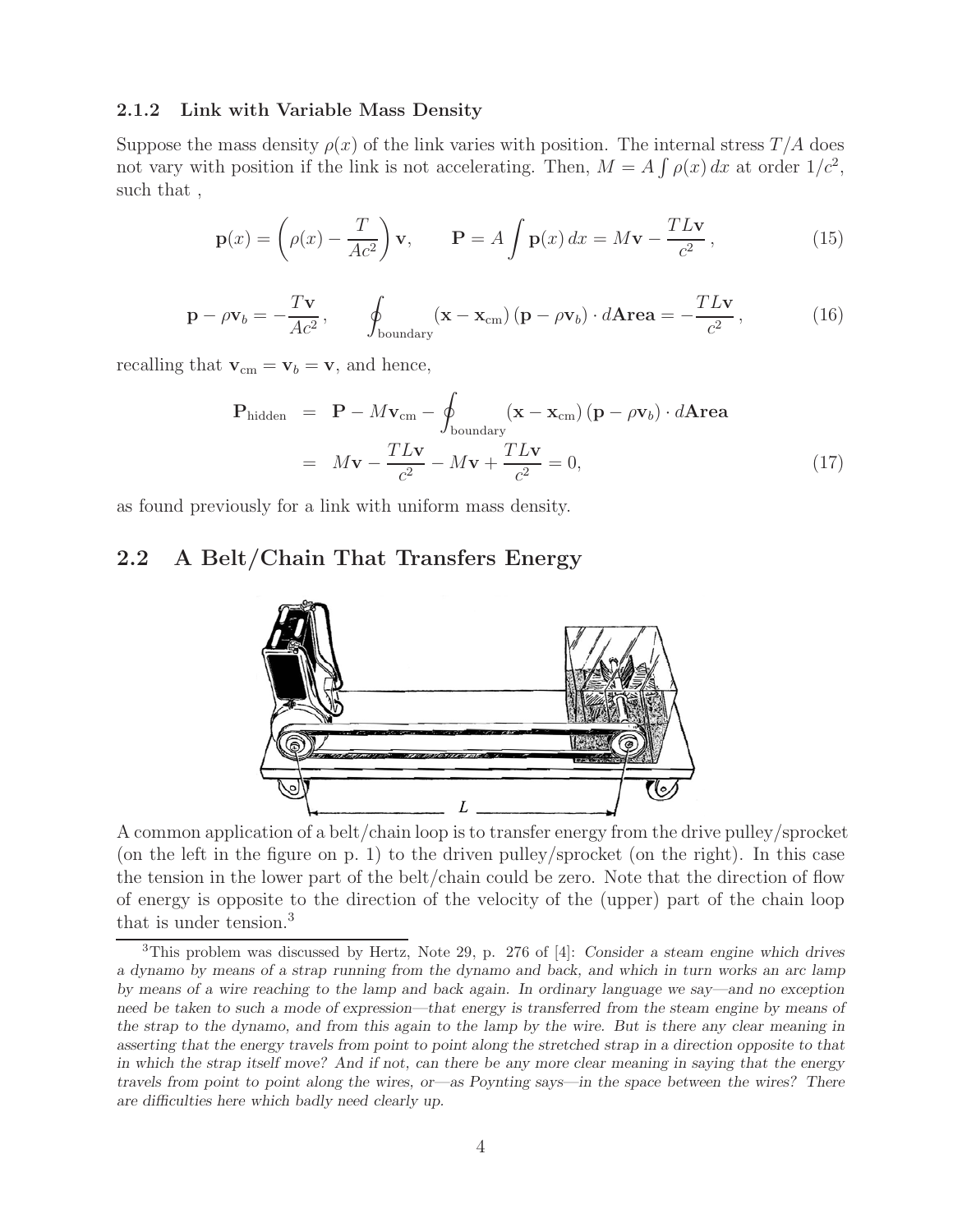### 2.1.2 Link with Variable Mass Density

Suppose the mass density $\rho(x)$ of the link varies with position. The internal stress $T/A$ does not vary with position if the link is not accelerating. Then, $M = A\int \rho(x)\,dx$ at order $1/c^2$, such that ,

$$\mathbf{p}(x) = \left(\rho(x) - \frac{T}{Ac^2}\right)\mathbf{v}, \qquad \mathbf{P} = A\int \mathbf{p}(x)\,dx = M\mathbf{v} - \frac{TL\mathbf{v}}{c^2}\,, \tag{15}$$

$$\mathbf{p} - \rho\mathbf{v}_b = -\frac{T\mathbf{v}}{Ac^2}\,, \qquad \oint_{\text{boundary}} (\mathbf{x} - \mathbf{x}_{\text{cm}})\,(\mathbf{p} - \rho\mathbf{v}_b)\cdot d\mathbf{Area} = -\frac{TL\mathbf{v}}{c^2}\,, \tag{16}$$

recalling that $\mathbf{v}_{\text{cm}} = \mathbf{v}_b = \mathbf{v}$, and hence,

$$\begin{aligned}
\mathbf{P}_{\text{hidden}} &= \mathbf{P} - M\mathbf{v}_{\text{cm}} - \oint_{\text{boundary}} (\mathbf{x} - \mathbf{x}_{\text{cm}})\,(\mathbf{p} - \rho\mathbf{v}_b)\cdot d\mathbf{Area} \\
&= M\mathbf{v} - \frac{TL\mathbf{v}}{c^2} - M\mathbf{v} + \frac{TL\mathbf{v}}{c^2} = 0,
\end{aligned} \tag{17}$$

as found previously for a link with uniform mass density.

## 2.2 A Belt/Chain That Transfers Energy

A common application of a belt/chain loop is to transfer energy from the drive pulley/sprocket (on the left in the figure on p. 1) to the driven pulley/sprocket (on the right). In this case the tension in the lower part of the belt/chain could be zero. Note that the direction of flow of energy is opposite to the direction of the velocity of the (upper) part of the chain loop that is under tension.[3]

[3] This problem was discussed by Hertz, Note 29, p. 276 of [4]: *Consider a steam engine which drives a dynamo by means of a strap running from the dynamo and back, and which in turn works an arc lamp by means of a wire reaching to the lamp and back again. In ordinary language we say—and no exception need be taken to such a mode of expression—that energy is transferred from the steam engine by means of the strap to the dynamo, and from this again to the lamp by the wire. But is there any clear meaning in asserting that the energy travels from point to point along the stretched strap in a direction opposite to that in which the strap itself move? And if not, can there be any more clear meaning in saying that the energy travels from point to point along the wires, or—as Poynting says—in the space between the wires? There are difficulties here which badly need clearly up.*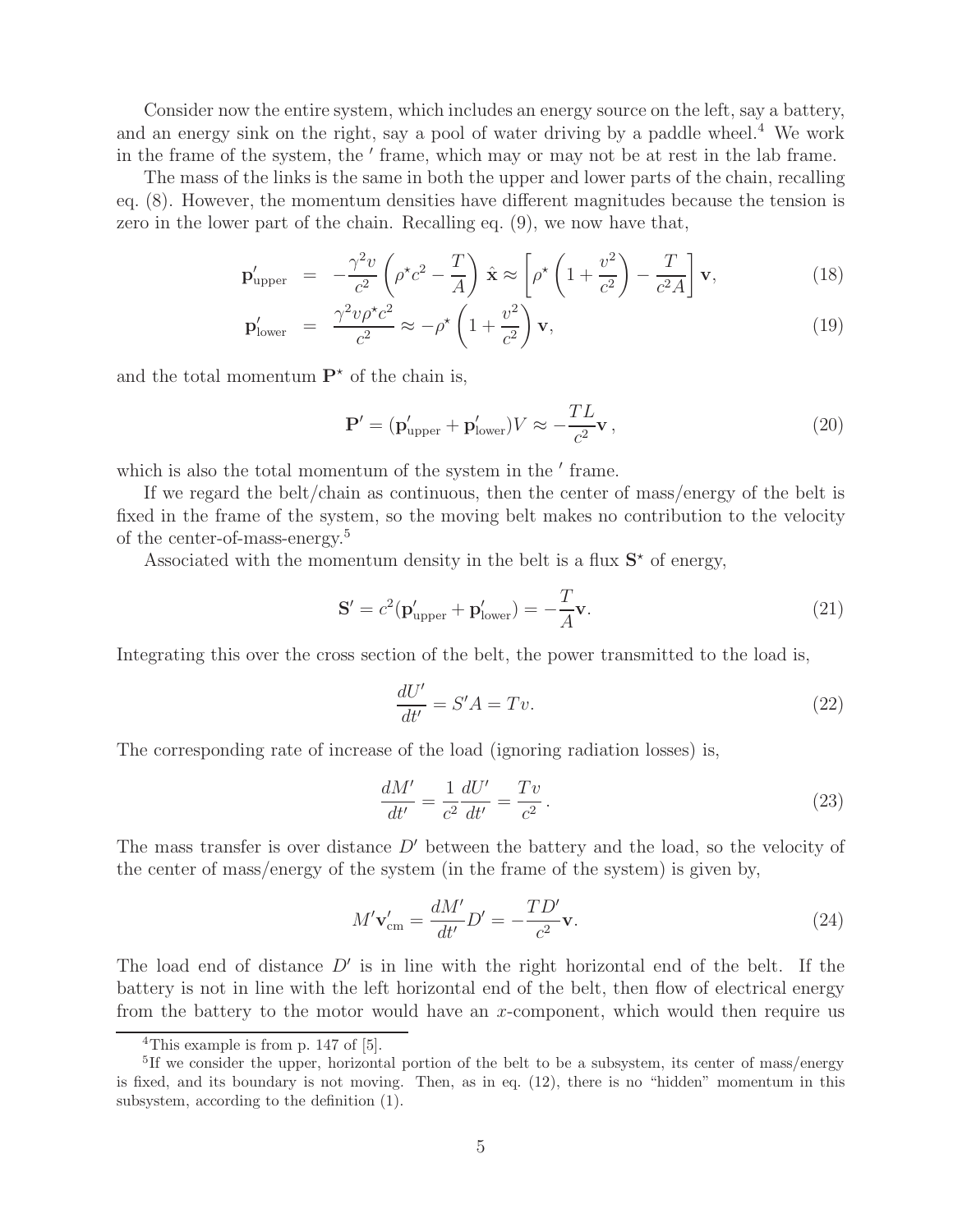Consider now the entire system, which includes an energy source on the left, say a battery, and an energy sink on the right, say a pool of water driving by a paddle wheel.[4] We work in the frame of the system, the $'$ frame, which may or may not be at rest in the lab frame.

The mass of the links is the same in both the upper and lower parts of the chain, recalling eq. (8). However, the momentum densities have different magnitudes because the tension is zero in the lower part of the chain. Recalling eq. (9), we now have that,

$$\mathbf{p}'_{\rm upper} = -\frac{\gamma^2 v}{c^2}\left(\rho^\star c^2 - \frac{T}{A}\right)\hat{\mathbf{x}} \approx \left[\rho^\star\left(1 + \frac{v^2}{c^2}\right) - \frac{T}{c^2 A}\right]\mathbf{v}, \tag{18}$$

$$\mathbf{p}'_{\rm lower} = \frac{\gamma^2 v \rho^\star c^2}{c^2} \approx -\rho^\star\left(1 + \frac{v^2}{c^2}\right)\mathbf{v}, \tag{19}$$

and the total momentum $\mathbf{P}^\star$ of the chain is,

$$\mathbf{P}' = (\mathbf{p}'_{\rm upper} + \mathbf{p}'_{\rm lower})V \approx -\frac{TL}{c^2}\mathbf{v}\,, \tag{20}$$

which is also the total momentum of the system in the $'$ frame.

If we regard the belt/chain as continuous, then the center of mass/energy of the belt is fixed in the frame of the system, so the moving belt makes no contribution to the velocity of the center-of-mass-energy.[5]

Associated with the momentum density in the belt is a flux $\mathbf{S}^\star$ of energy,

$$\mathbf{S}' = c^2(\mathbf{p}'_{\rm upper} + \mathbf{p}'_{\rm lower}) = -\frac{T}{A}\mathbf{v}. \tag{21}$$

Integrating this over the cross section of the belt, the power transmitted to the load is,

$$\frac{dU'}{dt'} = S'A = Tv. \tag{22}$$

The corresponding rate of increase of the load (ignoring radiation losses) is,

$$\frac{dM'}{dt'} = \frac{1}{c^2}\frac{dU'}{dt'} = \frac{Tv}{c^2}\,. \tag{23}$$

The mass transfer is over distance $D'$ between the battery and the load, so the velocity of the center of mass/energy of the system (in the frame of the system) is given by,

$$M'\mathbf{v}'_{\rm cm} = \frac{dM'}{dt'}D' = -\frac{TD'}{c^2}\mathbf{v}. \tag{24}$$

The load end of distance $D'$ is in line with the right horizontal end of the belt. If the battery is not in line with the left horizontal end of the belt, then flow of electrical energy from the battery to the motor would have an $x$-component, which would then require us

[4] This example is from p. 147 of [5].

[5] If we consider the upper, horizontal portion of the belt to be a subsystem, its center of mass/energy is fixed, and its boundary is not moving. Then, as in eq. (12), there is no "hidden" momentum in this subsystem, according to the definition (1).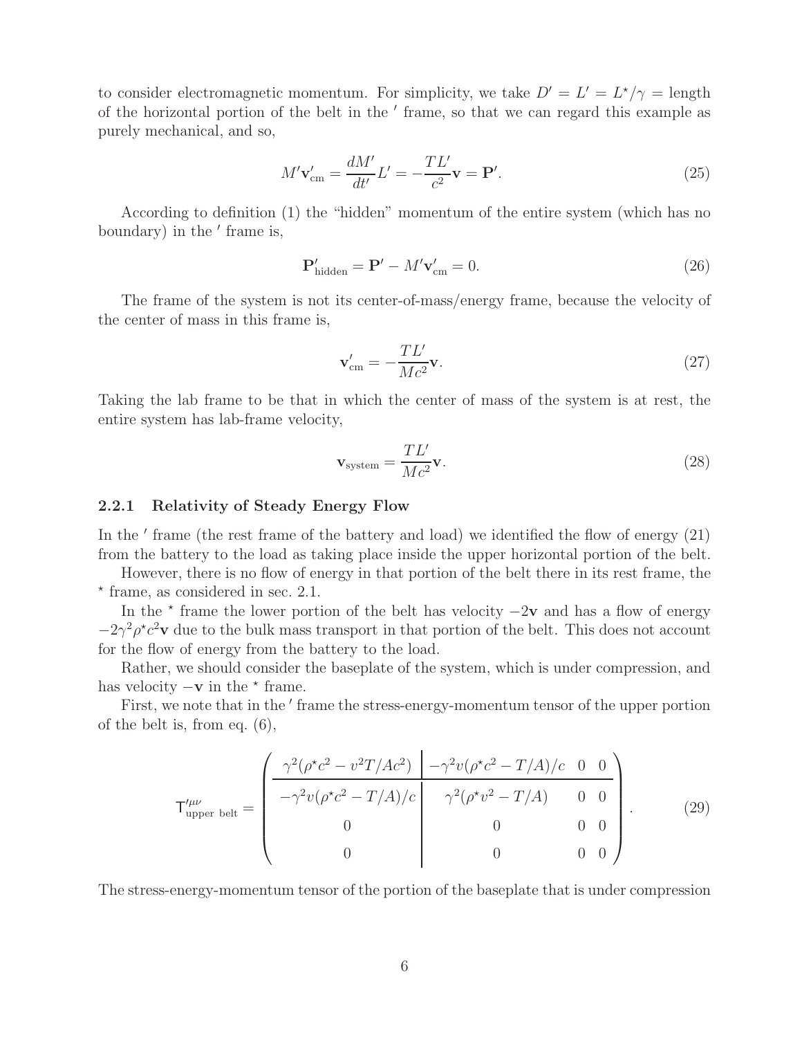to consider electromagnetic momentum. For simplicity, we take $D' = L' = L^\star/\gamma$ = length of the horizontal portion of the belt in the $'$ frame, so that we can regard this example as purely mechanical, and so,

$$M'\mathbf{v}'_{\rm cm} = \frac{dM'}{dt'}L' = -\frac{TL'}{c^2}\mathbf{v} = \mathbf{P}'. \tag{25}$$

According to definition (1) the "hidden" momentum of the entire system (which has no boundary) in the $'$ frame is,

$$\mathbf{P}'_{\rm hidden} = \mathbf{P}' - M'\mathbf{v}'_{\rm cm} = 0. \tag{26}$$

The frame of the system is not its center-of-mass/energy frame, because the velocity of the center of mass in this frame is,

$$\mathbf{v}'_{\rm cm} = -\frac{TL'}{Mc^2}\mathbf{v}. \tag{27}$$

Taking the lab frame to be that in which the center of mass of the system is at rest, the entire system has lab-frame velocity,

$$\mathbf{v}_{\rm system} = \frac{TL'}{Mc^2}\mathbf{v}. \tag{28}$$

### 2.2.1 Relativity of Steady Energy Flow

In the $'$ frame (the rest frame of the battery and load) we identified the flow of energy (21) from the battery to the load as taking place inside the upper horizontal portion of the belt.

However, there is no flow of energy in that portion of the belt there in its rest frame, the $^\star$ frame, as considered in sec. 2.1.

In the $^\star$ frame the lower portion of the belt has velocity $-2\mathbf{v}$ and has a flow of energy $-2\gamma^2\rho^\star c^2\mathbf{v}$ due to the bulk mass transport in that portion of the belt. This does not account for the flow of energy from the battery to the load.

Rather, we should consider the baseplate of the system, which is under compression, and has velocity $-\mathbf{v}$ in the $^\star$ frame.

First, we note that in the $'$ frame the stress-energy-momentum tensor of the upper portion of the belt is, from eq. (6),

$$\mathsf{T}'^{\mu\nu}_{\rm upper\ belt} = \left(\begin{array}{c|ccc} \gamma^2(\rho^\star c^2 - v^2T/Ac^2) & -\gamma^2 v(\rho^\star c^2 - T/A)/c & 0 & 0 \\ \hline -\gamma^2 v(\rho^\star c^2 - T/A)/c & \gamma^2(\rho^\star v^2 - T/A) & 0 & 0 \\ 0 & 0 & 0 & 0 \\ 0 & 0 & 0 & 0 \end{array}\right). \tag{29}$$

The stress-energy-momentum tensor of the portion of the baseplate that is under compression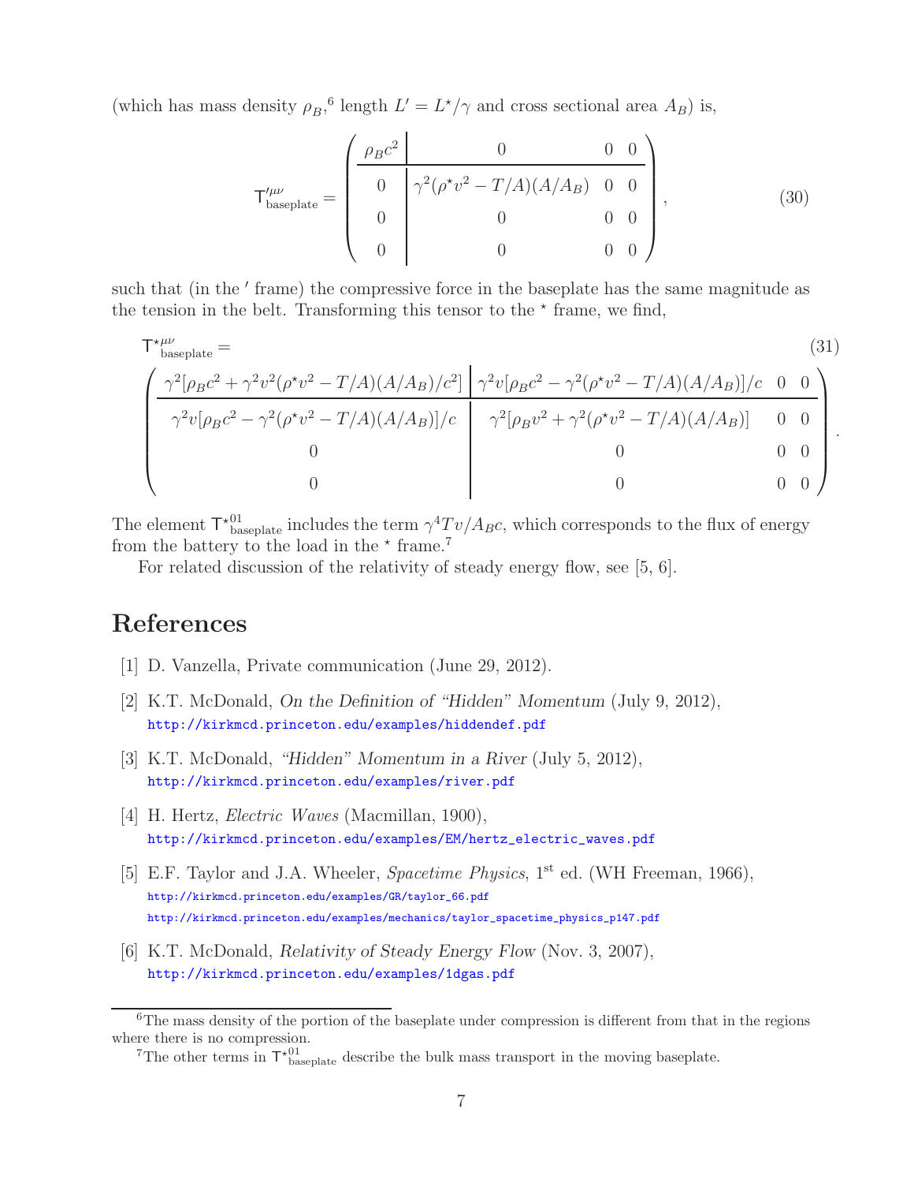(which has mass density $\rho_B$,[6] length $L' = L^\star/\gamma$ and cross sectional area $A_B$) is,

$$
\mathsf{T}'^{\mu\nu}_{\text{baseplate}} = \left( \begin{array}{c|ccc} \rho_B c^2 & 0 & 0 & 0 \\ \hline 0 & \gamma^2(\rho^\star v^2 - T/A)(A/A_B) & 0 & 0 \\ 0 & 0 & 0 & 0 \\ 0 & 0 & 0 & 0 \end{array} \right), \tag{30}
$$

such that (in the $'$ frame) the compressive force in the baseplate has the same magnitude as the tension in the belt. Transforming this tensor to the $^\star$ frame, we find,

$$
\mathsf{T}^{\star\mu\nu}_{\text{baseplate}} = \tag{31}
$$

$$
\left( \begin{array}{c|ccc} \gamma^2[\rho_B c^2 + \gamma^2 v^2(\rho^\star v^2 - T/A)(A/A_B)/c^2] & \gamma^2 v[\rho_B c^2 - \gamma^2(\rho^\star v^2 - T/A)(A/A_B)]/c & 0 & 0 \\ \hline \gamma^2 v[\rho_B c^2 - \gamma^2(\rho^\star v^2 - T/A)(A/A_B)]/c & \gamma^2[\rho_B v^2 + \gamma^2(\rho^\star v^2 - T/A)(A/A_B)] & 0 & 0 \\ 0 & 0 & 0 & 0 \\ 0 & 0 & 0 & 0 \end{array} \right).
$$

The element $\mathsf{T}^{\star 01}_{\text{baseplate}}$ includes the term $\gamma^4 T v / A_B c$, which corresponds to the flux of energy from the battery to the load in the $^\star$ frame.[7]

For related discussion of the relativity of steady energy flow, see [5, 6].

## References

[1] D. Vanzella, Private communication (June 29, 2012).

[2] K.T. McDonald, *On the Definition of "Hidden" Momentum* (July 9, 2012), http://kirkmcd.princeton.edu/examples/hiddendef.pdf

[3] K.T. McDonald, *"Hidden" Momentum in a River* (July 5, 2012), http://kirkmcd.princeton.edu/examples/river.pdf

[4] H. Hertz, *Electric Waves* (Macmillan, 1900), http://kirkmcd.princeton.edu/examples/EM/hertz_electric_waves.pdf

[5] E.F. Taylor and J.A. Wheeler, *Spacetime Physics*, 1st ed. (WH Freeman, 1966), http://kirkmcd.princeton.edu/examples/GR/taylor_66.pdf http://kirkmcd.princeton.edu/examples/mechanics/taylor_spacetime_physics_p147.pdf

[6] K.T. McDonald, *Relativity of Steady Energy Flow* (Nov. 3, 2007), http://kirkmcd.princeton.edu/examples/1dgas.pdf

---

[6] The mass density of the portion of the baseplate under compression is different from that in the regions where there is no compression.

[7] The other terms in $\mathsf{T}^{\star 01}_{\text{baseplate}}$ describe the bulk mass transport in the moving baseplate.